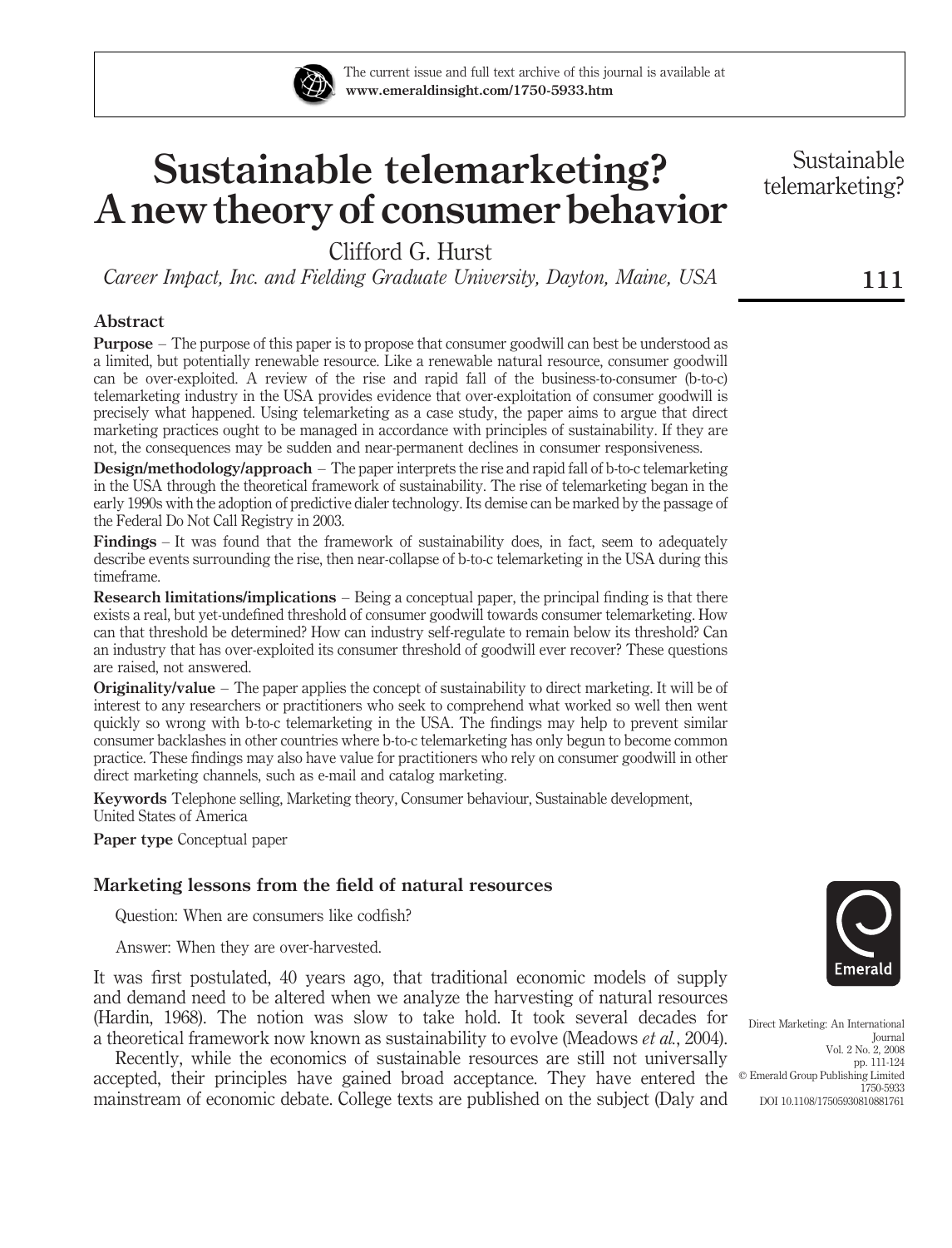# Sustainable telemarketing? A new theory of consumer behavior

Clifford G. Hurst

*Career Impact, Inc. and Fielding Graduate University, Dayton, Maine, USA*

## Abstract

**Purpose** – The purpose of this paper is to propose that consumer goodwill can best be understood as a limited, but potentially renewable resource. Like a renewable natural resource, consumer goodwill can be over-exploited. A review of the rise and rapid fall of the business-to-consumer (b-to-c) telemarketing industry in the USA provides evidence that over-exploitation of consumer goodwill is precisely what happened. Using telemarketing as a case study, the paper aims to argue that direct marketing practices ought to be managed in accordance with principles of sustainability. If they are not, the consequences may be sudden and near-permanent declines in consumer responsiveness.

**Design/methodology/approach** – The paper interprets the rise and rapid fall of b-to-c telemarketing in the USA through the theoretical framework of sustainability. The rise of telemarketing began in the early 1990s with the adoption of predictive dialer technology. Its demise can be marked by the passage of the Federal Do Not Call Registry in 2003.

**Findings** – It was found that the framework of sustainability does, in fact, seem to adequately describe events surrounding the rise, then near-collapse of b-to-c telemarketing in the USA during this timeframe.

**Research limitations/implications** – Being a conceptual paper, the principal finding is that there exists a real, but yet-undefined threshold of consumer goodwill towards consumer telemarketing. How can that threshold be determined? How can industry self-regulate to remain below its threshold? Can an industry that has over-exploited its consumer threshold of goodwill ever recover? These questions are raised, not answered.

**Originality/value** – The paper applies the concept of sustainability to direct marketing. It will be of interest to any researchers or practitioners who seek to comprehend what worked so well then went quickly so wrong with b-to-c telemarketing in the USA. The findings may help to prevent similar consumer backlashes in other countries where b-to-c telemarketing has only begun to become common practice. These findings may also have value for practitioners who rely on consumer goodwill in other direct marketing channels, such as e-mail and catalog marketing.

**Keywords** Telephone selling, Marketing theory, Consumer behaviour, Sustainable development, United States of America

**Paper type** Conceptual paper

## Marketing lessons from the field of natural resources

Question: When are consumers like codfish?

Answer: When they are over-harvested.

It was first postulated, 40 years ago, that traditional economic models of supply and demand need to be altered when we analyze the harvesting of natural resources (Hardin, 1968). The notion was slow to take hold. It took several decades for a theoretical framework now known as sustainability to evolve (Meadows *et al.*, 2004).

Recently, while the economics of sustainable resources are still not universally accepted, their principles have gained broad acceptance. They have entered the mainstream of economic debate. College texts are published on the subject (Daly and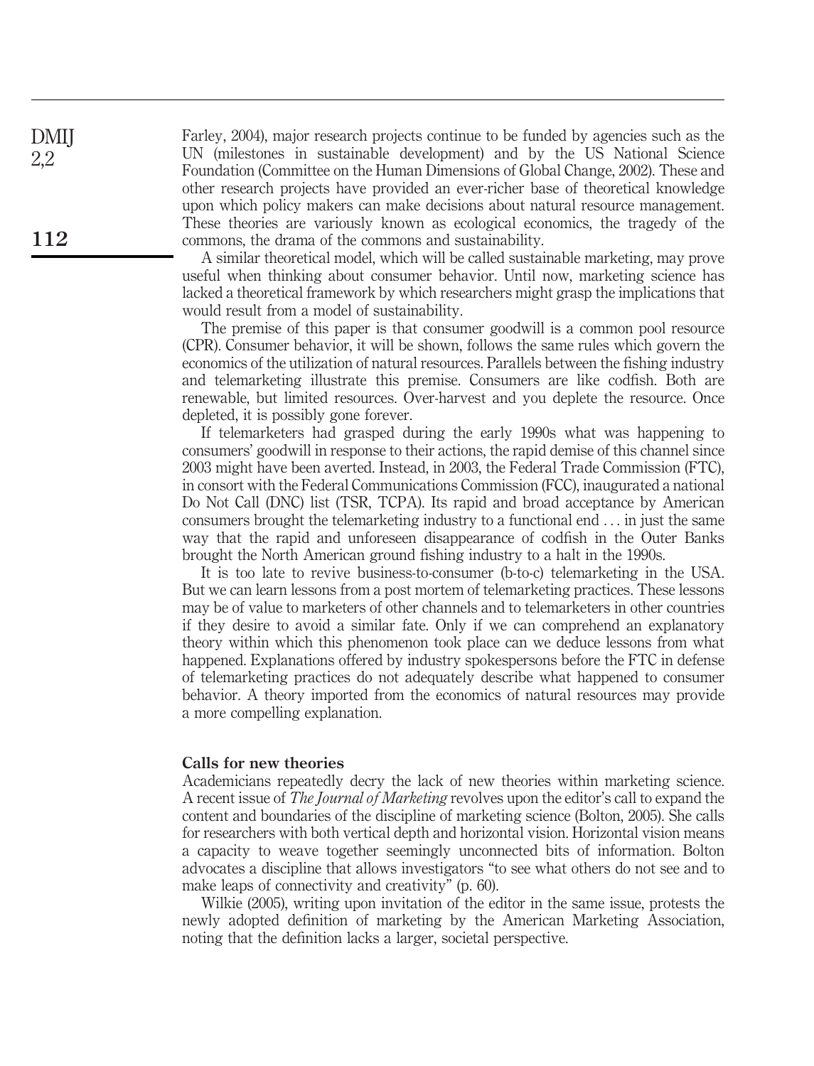Farley, 2004), major research projects continue to be funded by agencies such as the UN (milestones in sustainable development) and by the US National Science Foundation (Committee on the Human Dimensions of Global Change, 2002). These and other research projects have provided an ever-richer base of theoretical knowledge upon which policy makers can make decisions about natural resource management. These theories are variously known as ecological economics, the tragedy of the commons, the drama of the commons and sustainability.

A similar theoretical model, which will be called sustainable marketing, may prove useful when thinking about consumer behavior. Until now, marketing science has lacked a theoretical framework by which researchers might grasp the implications that would result from a model of sustainability.

The premise of this paper is that consumer goodwill is a common pool resource (CPR). Consumer behavior, it will be shown, follows the same rules which govern the economics of the utilization of natural resources. Parallels between the fishing industry and telemarketing illustrate this premise. Consumers are like codfish. Both are renewable, but limited resources. Over-harvest and you deplete the resource. Once depleted, it is possibly gone forever.

If telemarketers had grasped during the early 1990s what was happening to consumers' goodwill in response to their actions, the rapid demise of this channel since 2003 might have been averted. Instead, in 2003, the Federal Trade Commission (FTC), in consort with the Federal Communications Commission (FCC), inaugurated a national Do Not Call (DNC) list (TSR, TCPA). Its rapid and broad acceptance by American consumers brought the telemarketing industry to a functional end … in just the same way that the rapid and unforeseen disappearance of codfish in the Outer Banks brought the North American ground fishing industry to a halt in the 1990s.

It is too late to revive business-to-consumer (b-to-c) telemarketing in the USA. But we can learn lessons from a post mortem of telemarketing practices. These lessons may be of value to marketers of other channels and to telemarketers in other countries if they desire to avoid a similar fate. Only if we can comprehend an explanatory theory within which this phenomenon took place can we deduce lessons from what happened. Explanations offered by industry spokespersons before the FTC in defense of telemarketing practices do not adequately describe what happened to consumer behavior. A theory imported from the economics of natural resources may provide a more compelling explanation.

## Calls for new theories

Academicians repeatedly decry the lack of new theories within marketing science. A recent issue of *The Journal of Marketing* revolves upon the editor's call to expand the content and boundaries of the discipline of marketing science (Bolton, 2005). She calls for researchers with both vertical depth and horizontal vision. Horizontal vision means a capacity to weave together seemingly unconnected bits of information. Bolton advocates a discipline that allows investigators "to see what others do not see and to make leaps of connectivity and creativity" (p. 60).

Wilkie (2005), writing upon invitation of the editor in the same issue, protests the newly adopted definition of marketing by the American Marketing Association, noting that the definition lacks a larger, societal perspective.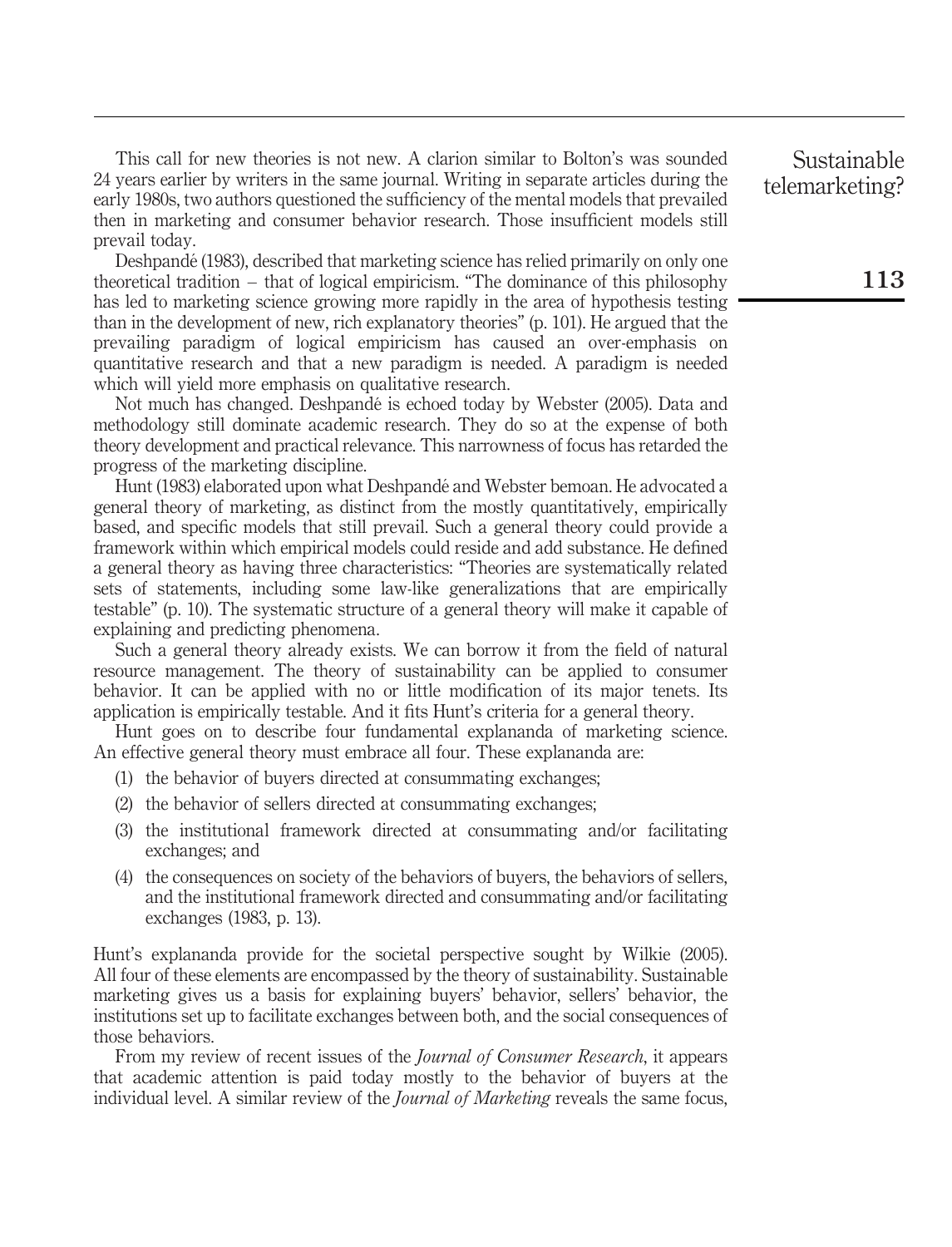This call for new theories is not new. A clarion similar to Bolton's was sounded 24 years earlier by writers in the same journal. Writing in separate articles during the early 1980s, two authors questioned the sufficiency of the mental models that prevailed then in marketing and consumer behavior research. Those insufficient models still prevail today.

Deshpandé (1983), described that marketing science has relied primarily on only one theoretical tradition – that of logical empiricism. "The dominance of this philosophy has led to marketing science growing more rapidly in the area of hypothesis testing than in the development of new, rich explanatory theories" (p. 101). He argued that the prevailing paradigm of logical empiricism has caused an over-emphasis on quantitative research and that a new paradigm is needed. A paradigm is needed which will yield more emphasis on qualitative research.

Not much has changed. Deshpandé is echoed today by Webster (2005). Data and methodology still dominate academic research. They do so at the expense of both theory development and practical relevance. This narrowness of focus has retarded the progress of the marketing discipline.

Hunt (1983) elaborated upon what Deshpandé and Webster bemoan. He advocated a general theory of marketing, as distinct from the mostly quantitatively, empirically based, and specific models that still prevail. Such a general theory could provide a framework within which empirical models could reside and add substance. He defined a general theory as having three characteristics: "Theories are systematically related sets of statements, including some law-like generalizations that are empirically testable" (p. 10). The systematic structure of a general theory will make it capable of explaining and predicting phenomena.

Such a general theory already exists. We can borrow it from the field of natural resource management. The theory of sustainability can be applied to consumer behavior. It can be applied with no or little modification of its major tenets. Its application is empirically testable. And it fits Hunt's criteria for a general theory.

Hunt goes on to describe four fundamental explananda of marketing science. An effective general theory must embrace all four. These explananda are:

(1) the behavior of buyers directed at consummating exchanges;

(2) the behavior of sellers directed at consummating exchanges;

(3) the institutional framework directed at consummating and/or facilitating exchanges; and

(4) the consequences on society of the behaviors of buyers, the behaviors of sellers, and the institutional framework directed and consummating and/or facilitating exchanges (1983, p. 13).

Hunt's explananda provide for the societal perspective sought by Wilkie (2005). All four of these elements are encompassed by the theory of sustainability. Sustainable marketing gives us a basis for explaining buyers' behavior, sellers' behavior, the institutions set up to facilitate exchanges between both, and the social consequences of those behaviors.

From my review of recent issues of the *Journal of Consumer Research*, it appears that academic attention is paid today mostly to the behavior of buyers at the individual level. A similar review of the *Journal of Marketing* reveals the same focus,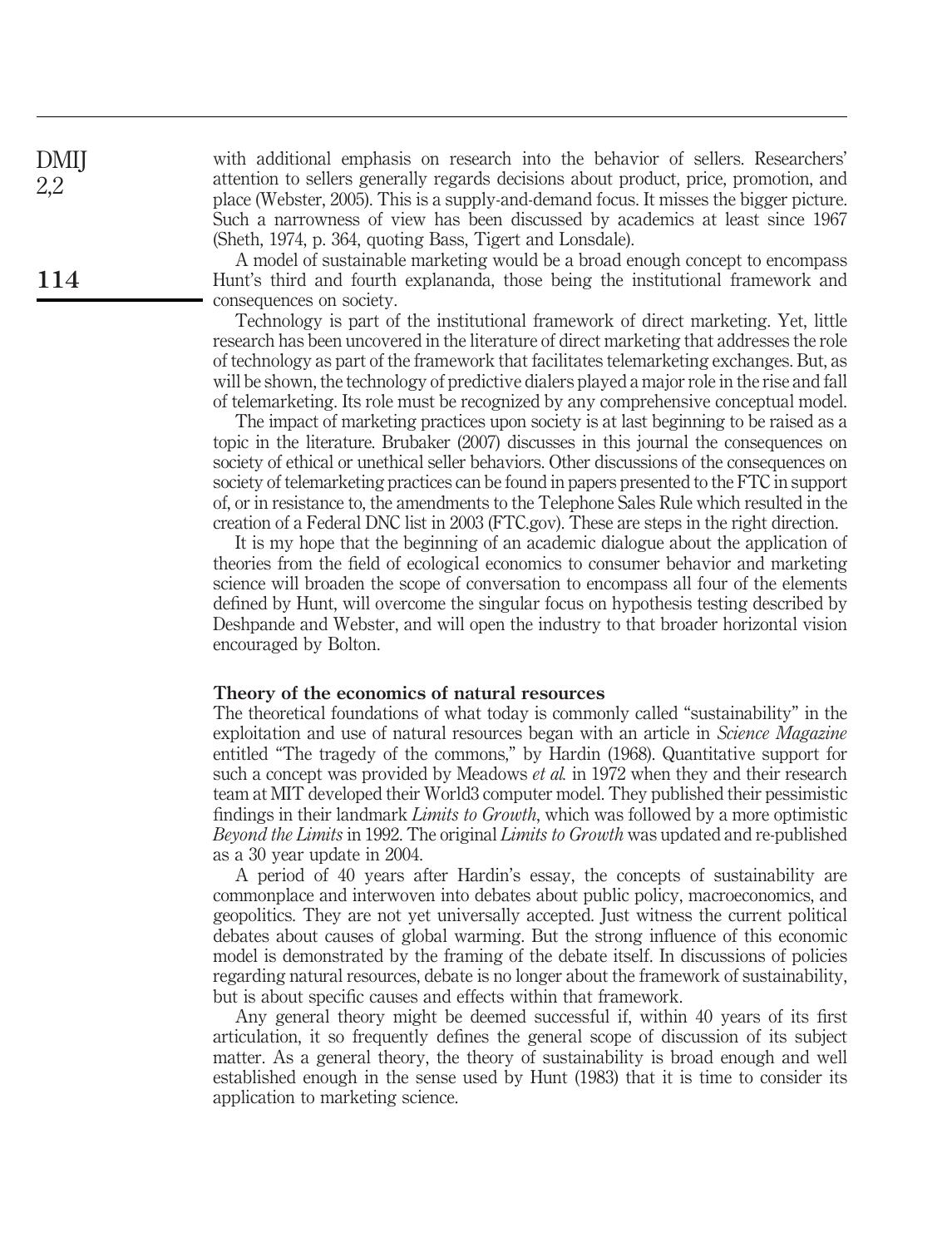with additional emphasis on research into the behavior of sellers. Researchers' attention to sellers generally regards decisions about product, price, promotion, and place (Webster, 2005). This is a supply-and-demand focus. It misses the bigger picture. Such a narrowness of view has been discussed by academics at least since 1967 (Sheth, 1974, p. 364, quoting Bass, Tigert and Lonsdale).

A model of sustainable marketing would be a broad enough concept to encompass Hunt's third and fourth explananda, those being the institutional framework and consequences on society.

Technology is part of the institutional framework of direct marketing. Yet, little research has been uncovered in the literature of direct marketing that addresses the role of technology as part of the framework that facilitates telemarketing exchanges. But, as will be shown, the technology of predictive dialers played a major role in the rise and fall of telemarketing. Its role must be recognized by any comprehensive conceptual model.

The impact of marketing practices upon society is at last beginning to be raised as a topic in the literature. Brubaker (2007) discusses in this journal the consequences on society of ethical or unethical seller behaviors. Other discussions of the consequences on society of telemarketing practices can be found in papers presented to the FTC in support of, or in resistance to, the amendments to the Telephone Sales Rule which resulted in the creation of a Federal DNC list in 2003 (FTC.gov). These are steps in the right direction.

It is my hope that the beginning of an academic dialogue about the application of theories from the field of ecological economics to consumer behavior and marketing science will broaden the scope of conversation to encompass all four of the elements defined by Hunt, will overcome the singular focus on hypothesis testing described by Deshpande and Webster, and will open the industry to that broader horizontal vision encouraged by Bolton.

## Theory of the economics of natural resources

The theoretical foundations of what today is commonly called "sustainability" in the exploitation and use of natural resources began with an article in *Science Magazine* entitled "The tragedy of the commons," by Hardin (1968). Quantitative support for such a concept was provided by Meadows *et al.* in 1972 when they and their research team at MIT developed their World3 computer model. They published their pessimistic findings in their landmark *Limits to Growth*, which was followed by a more optimistic *Beyond the Limits* in 1992. The original *Limits to Growth* was updated and re-published as a 30 year update in 2004.

A period of 40 years after Hardin's essay, the concepts of sustainability are commonplace and interwoven into debates about public policy, macroeconomics, and geopolitics. They are not yet universally accepted. Just witness the current political debates about causes of global warming. But the strong influence of this economic model is demonstrated by the framing of the debate itself. In discussions of policies regarding natural resources, debate is no longer about the framework of sustainability, but is about specific causes and effects within that framework.

Any general theory might be deemed successful if, within 40 years of its first articulation, it so frequently defines the general scope of discussion of its subject matter. As a general theory, the theory of sustainability is broad enough and well established enough in the sense used by Hunt (1983) that it is time to consider its application to marketing science.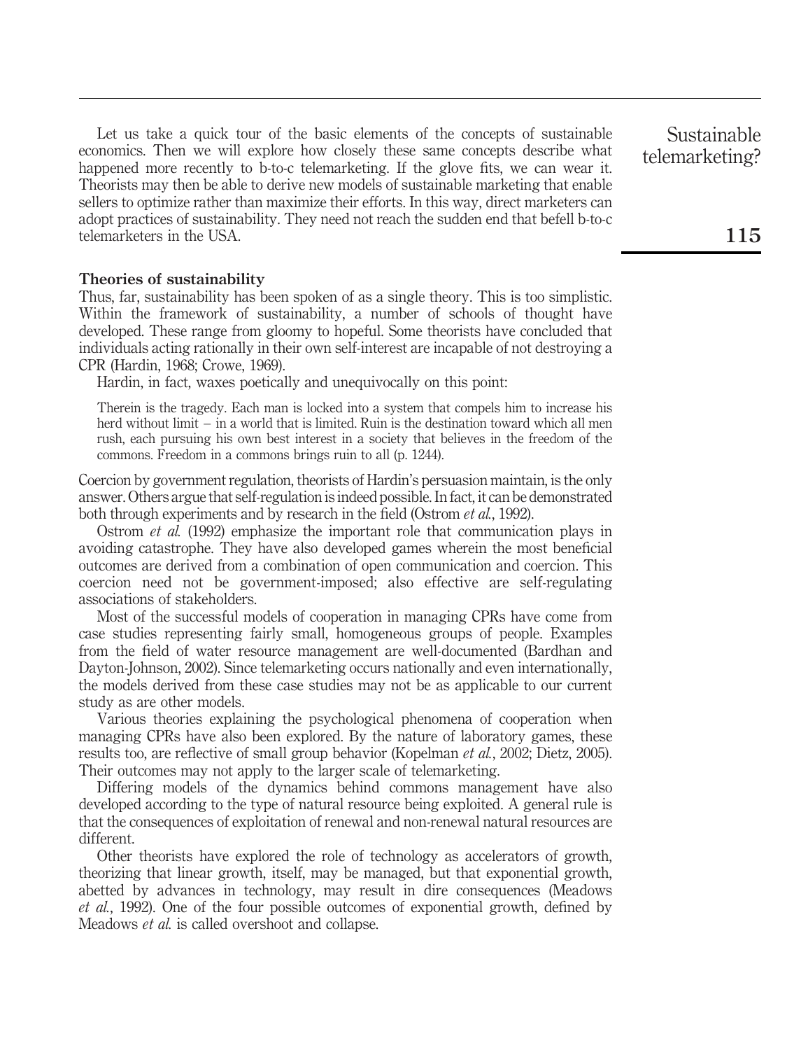Let us take a quick tour of the basic elements of the concepts of sustainable economics. Then we will explore how closely these same concepts describe what happened more recently to b-to-c telemarketing. If the glove fits, we can wear it. Theorists may then be able to derive new models of sustainable marketing that enable sellers to optimize rather than maximize their efforts. In this way, direct marketers can adopt practices of sustainability. They need not reach the sudden end that befell b-to-c telemarketers in the USA.

## Theories of sustainability

Thus, far, sustainability has been spoken of as a single theory. This is too simplistic. Within the framework of sustainability, a number of schools of thought have developed. These range from gloomy to hopeful. Some theorists have concluded that individuals acting rationally in their own self-interest are incapable of not destroying a CPR (Hardin, 1968; Crowe, 1969).

Hardin, in fact, waxes poetically and unequivocally on this point:

> Therein is the tragedy. Each man is locked into a system that compels him to increase his herd without limit – in a world that is limited. Ruin is the destination toward which all men rush, each pursuing his own best interest in a society that believes in the freedom of the commons. Freedom in a commons brings ruin to all (p. 1244).

Coercion by government regulation, theorists of Hardin's persuasion maintain, is the only answer. Others argue that self-regulation is indeed possible. In fact, it can be demonstrated both through experiments and by research in the field (Ostrom *et al.*, 1992).

Ostrom *et al.* (1992) emphasize the important role that communication plays in avoiding catastrophe. They have also developed games wherein the most beneficial outcomes are derived from a combination of open communication and coercion. This coercion need not be government-imposed; also effective are self-regulating associations of stakeholders.

Most of the successful models of cooperation in managing CPRs have come from case studies representing fairly small, homogeneous groups of people. Examples from the field of water resource management are well-documented (Bardhan and Dayton-Johnson, 2002). Since telemarketing occurs nationally and even internationally, the models derived from these case studies may not be as applicable to our current study as are other models.

Various theories explaining the psychological phenomena of cooperation when managing CPRs have also been explored. By the nature of laboratory games, these results too, are reflective of small group behavior (Kopelman *et al.*, 2002; Dietz, 2005). Their outcomes may not apply to the larger scale of telemarketing.

Differing models of the dynamics behind commons management have also developed according to the type of natural resource being exploited. A general rule is that the consequences of exploitation of renewal and non-renewal natural resources are different.

Other theorists have explored the role of technology as accelerators of growth, theorizing that linear growth, itself, may be managed, but that exponential growth, abetted by advances in technology, may result in dire consequences (Meadows *et al.*, 1992). One of the four possible outcomes of exponential growth, defined by Meadows *et al.* is called overshoot and collapse.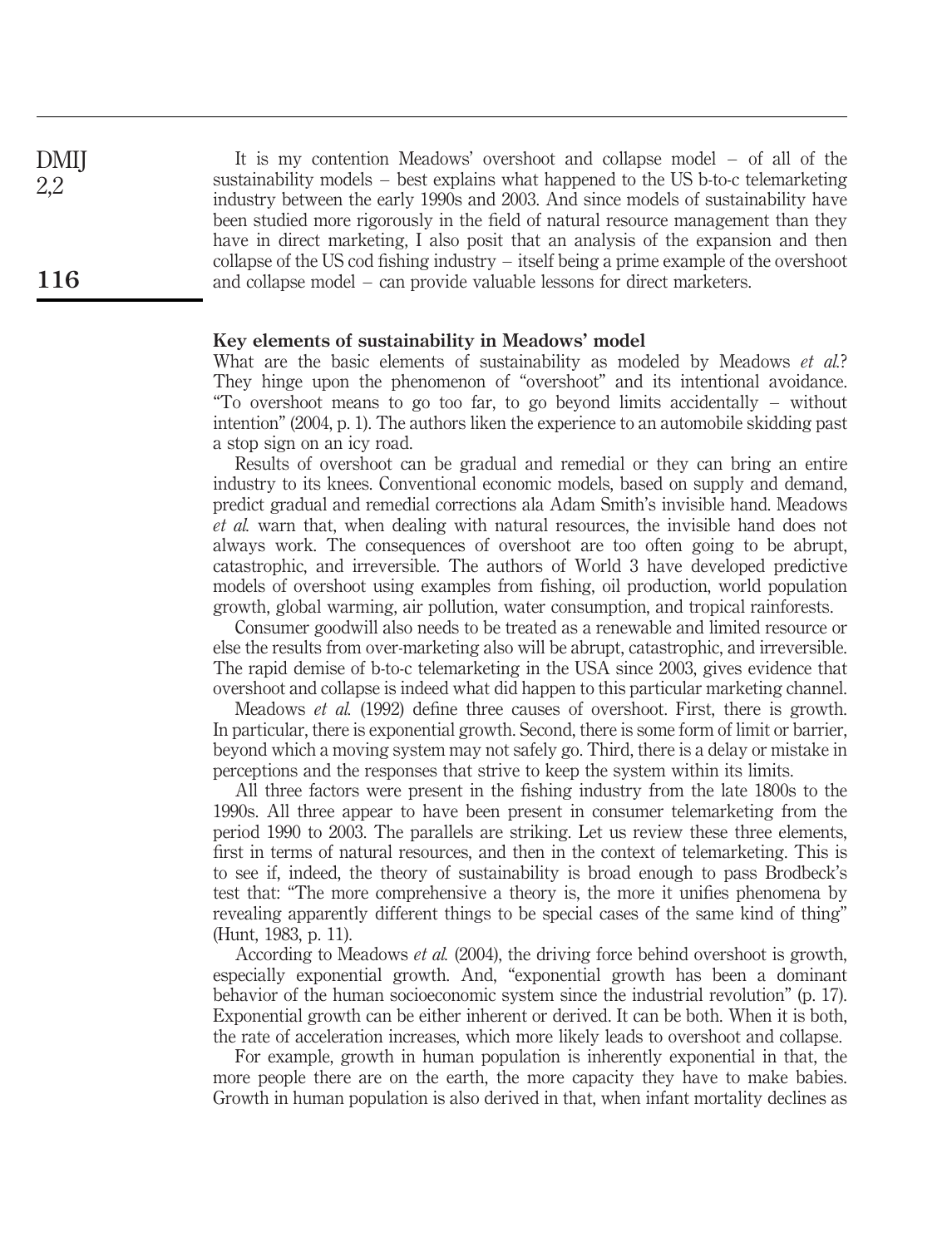It is my contention Meadows' overshoot and collapse model – of all of the sustainability models – best explains what happened to the US b-to-c telemarketing industry between the early 1990s and 2003. And since models of sustainability have been studied more rigorously in the field of natural resource management than they have in direct marketing, I also posit that an analysis of the expansion and then collapse of the US cod fishing industry – itself being a prime example of the overshoot and collapse model – can provide valuable lessons for direct marketers.

## Key elements of sustainability in Meadows' model

What are the basic elements of sustainability as modeled by Meadows *et al.*? They hinge upon the phenomenon of "overshoot" and its intentional avoidance. "To overshoot means to go too far, to go beyond limits accidentally – without intention" (2004, p. 1). The authors liken the experience to an automobile skidding past a stop sign on an icy road.

Results of overshoot can be gradual and remedial or they can bring an entire industry to its knees. Conventional economic models, based on supply and demand, predict gradual and remedial corrections ala Adam Smith's invisible hand. Meadows *et al.* warn that, when dealing with natural resources, the invisible hand does not always work. The consequences of overshoot are too often going to be abrupt, catastrophic, and irreversible. The authors of World 3 have developed predictive models of overshoot using examples from fishing, oil production, world population growth, global warming, air pollution, water consumption, and tropical rainforests.

Consumer goodwill also needs to be treated as a renewable and limited resource or else the results from over-marketing also will be abrupt, catastrophic, and irreversible. The rapid demise of b-to-c telemarketing in the USA since 2003, gives evidence that overshoot and collapse is indeed what did happen to this particular marketing channel.

Meadows *et al.* (1992) define three causes of overshoot. First, there is growth. In particular, there is exponential growth. Second, there is some form of limit or barrier, beyond which a moving system may not safely go. Third, there is a delay or mistake in perceptions and the responses that strive to keep the system within its limits.

All three factors were present in the fishing industry from the late 1800s to the 1990s. All three appear to have been present in consumer telemarketing from the period 1990 to 2003. The parallels are striking. Let us review these three elements, first in terms of natural resources, and then in the context of telemarketing. This is to see if, indeed, the theory of sustainability is broad enough to pass Brodbeck's test that: "The more comprehensive a theory is, the more it unifies phenomena by revealing apparently different things to be special cases of the same kind of thing" (Hunt, 1983, p. 11).

According to Meadows *et al.* (2004), the driving force behind overshoot is growth, especially exponential growth. And, "exponential growth has been a dominant behavior of the human socioeconomic system since the industrial revolution" (p. 17). Exponential growth can be either inherent or derived. It can be both. When it is both, the rate of acceleration increases, which more likely leads to overshoot and collapse.

For example, growth in human population is inherently exponential in that, the more people there are on the earth, the more capacity they have to make babies. Growth in human population is also derived in that, when infant mortality declines as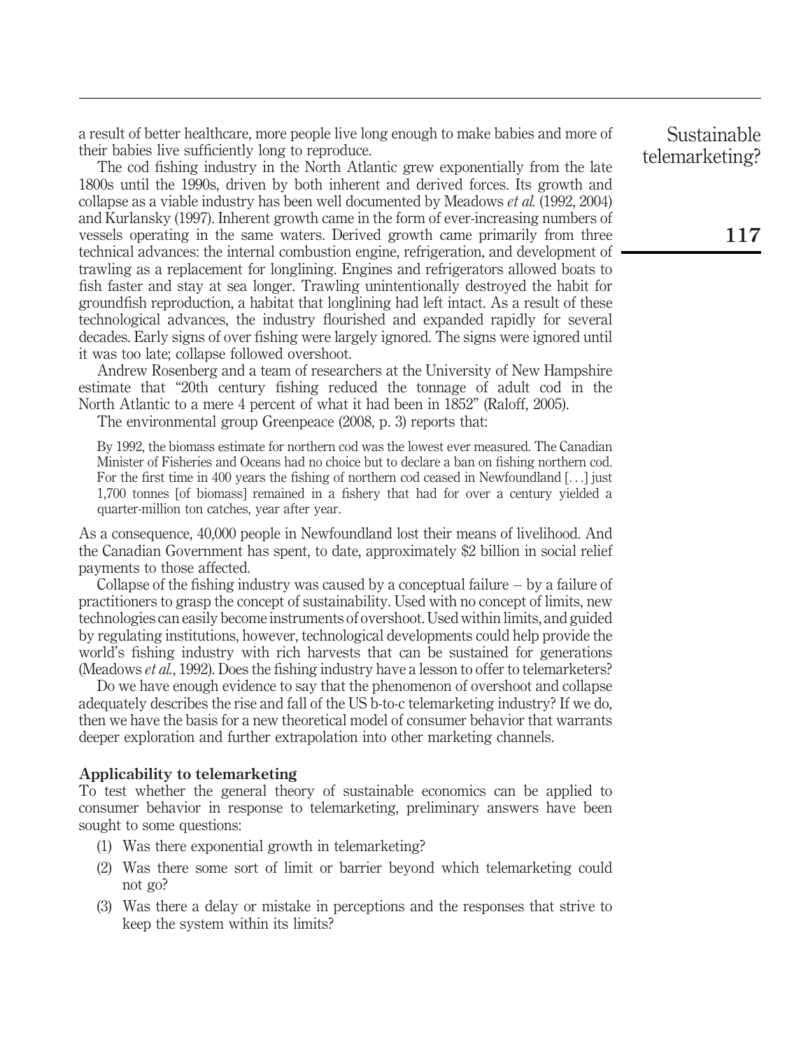a result of better healthcare, more people live long enough to make babies and more of their babies live sufficiently long to reproduce.

The cod fishing industry in the North Atlantic grew exponentially from the late 1800s until the 1990s, driven by both inherent and derived forces. Its growth and collapse as a viable industry has been well documented by Meadows *et al.* (1992, 2004) and Kurlansky (1997). Inherent growth came in the form of ever-increasing numbers of vessels operating in the same waters. Derived growth came primarily from three technical advances: the internal combustion engine, refrigeration, and development of trawling as a replacement for longlining. Engines and refrigerators allowed boats to fish faster and stay at sea longer. Trawling unintentionally destroyed the habit for groundfish reproduction, a habitat that longlining had left intact. As a result of these technological advances, the industry flourished and expanded rapidly for several decades. Early signs of over fishing were largely ignored. The signs were ignored until it was too late; collapse followed overshoot.

Andrew Rosenberg and a team of researchers at the University of New Hampshire estimate that "20th century fishing reduced the tonnage of adult cod in the North Atlantic to a mere 4 percent of what it had been in 1852" (Raloff, 2005).

The environmental group Greenpeace (2008, p. 3) reports that:

> By 1992, the biomass estimate for northern cod was the lowest ever measured. The Canadian Minister of Fisheries and Oceans had no choice but to declare a ban on fishing northern cod. For the first time in 400 years the fishing of northern cod ceased in Newfoundland [...] just 1,700 tonnes [of biomass] remained in a fishery that had for over a century yielded a quarter-million ton catches, year after year.

As a consequence, 40,000 people in Newfoundland lost their means of livelihood. And the Canadian Government has spent, to date, approximately $2 billion in social relief payments to those affected.

Collapse of the fishing industry was caused by a conceptual failure – by a failure of practitioners to grasp the concept of sustainability. Used with no concept of limits, new technologies can easily become instruments of overshoot. Used within limits, and guided by regulating institutions, however, technological developments could help provide the world's fishing industry with rich harvests that can be sustained for generations (Meadows *et al.*, 1992). Does the fishing industry have a lesson to offer to telemarketers?

Do we have enough evidence to say that the phenomenon of overshoot and collapse adequately describes the rise and fall of the US b-to-c telemarketing industry? If we do, then we have the basis for a new theoretical model of consumer behavior that warrants deeper exploration and further extrapolation into other marketing channels.

### Applicability to telemarketing

To test whether the general theory of sustainable economics can be applied to consumer behavior in response to telemarketing, preliminary answers have been sought to some questions:

1. Was there exponential growth in telemarketing?
2. Was there some sort of limit or barrier beyond which telemarketing could not go?
3. Was there a delay or mistake in perceptions and the responses that strive to keep the system within its limits?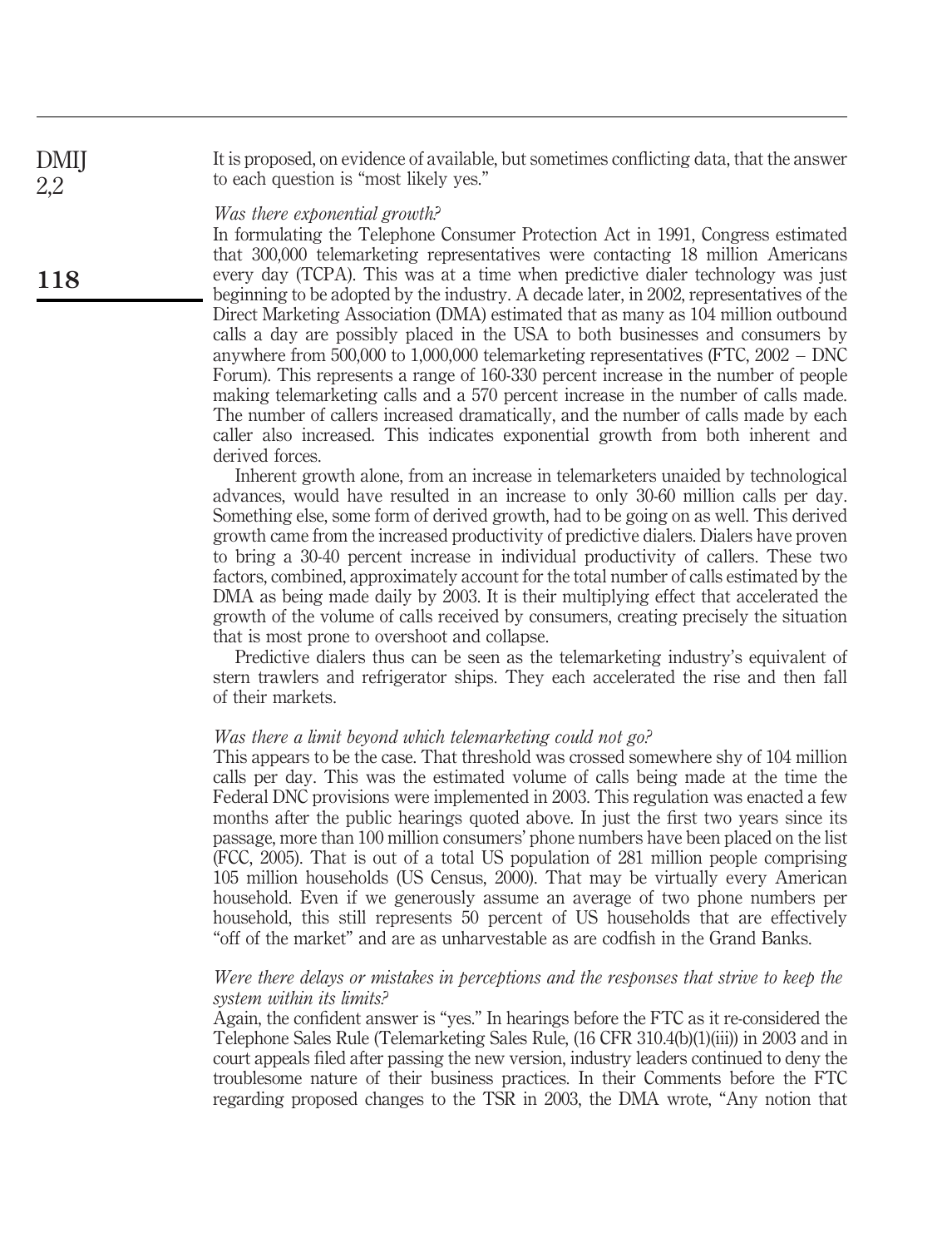It is proposed, on evidence of available, but sometimes conflicting data, that the answer to each question is "most likely yes."

*Was there exponential growth?*

In formulating the Telephone Consumer Protection Act in 1991, Congress estimated that 300,000 telemarketing representatives were contacting 18 million Americans every day (TCPA). This was at a time when predictive dialer technology was just beginning to be adopted by the industry. A decade later, in 2002, representatives of the Direct Marketing Association (DMA) estimated that as many as 104 million outbound calls a day are possibly placed in the USA to both businesses and consumers by anywhere from 500,000 to 1,000,000 telemarketing representatives (FTC, 2002 – DNC Forum). This represents a range of 160-330 percent increase in the number of people making telemarketing calls and a 570 percent increase in the number of calls made. The number of callers increased dramatically, and the number of calls made by each caller also increased. This indicates exponential growth from both inherent and derived forces.

Inherent growth alone, from an increase in telemarketers unaided by technological advances, would have resulted in an increase to only 30-60 million calls per day. Something else, some form of derived growth, had to be going on as well. This derived growth came from the increased productivity of predictive dialers. Dialers have proven to bring a 30-40 percent increase in individual productivity of callers. These two factors, combined, approximately account for the total number of calls estimated by the DMA as being made daily by 2003. It is their multiplying effect that accelerated the growth of the volume of calls received by consumers, creating precisely the situation that is most prone to overshoot and collapse.

Predictive dialers thus can be seen as the telemarketing industry's equivalent of stern trawlers and refrigerator ships. They each accelerated the rise and then fall of their markets.

*Was there a limit beyond which telemarketing could not go?*

This appears to be the case. That threshold was crossed somewhere shy of 104 million calls per day. This was the estimated volume of calls being made at the time the Federal DNC provisions were implemented in 2003. This regulation was enacted a few months after the public hearings quoted above. In just the first two years since its passage, more than 100 million consumers' phone numbers have been placed on the list (FCC, 2005). That is out of a total US population of 281 million people comprising 105 million households (US Census, 2000). That may be virtually every American household. Even if we generously assume an average of two phone numbers per household, this still represents 50 percent of US households that are effectively "off of the market" and are as unharvestable as are codfish in the Grand Banks.

*Were there delays or mistakes in perceptions and the responses that strive to keep the system within its limits?*

Again, the confident answer is "yes." In hearings before the FTC as it re-considered the Telephone Sales Rule (Telemarketing Sales Rule, (16 CFR 310.4(b)(1)(iii)) in 2003 and in court appeals filed after passing the new version, industry leaders continued to deny the troublesome nature of their business practices. In their Comments before the FTC regarding proposed changes to the TSR in 2003, the DMA wrote, "Any notion that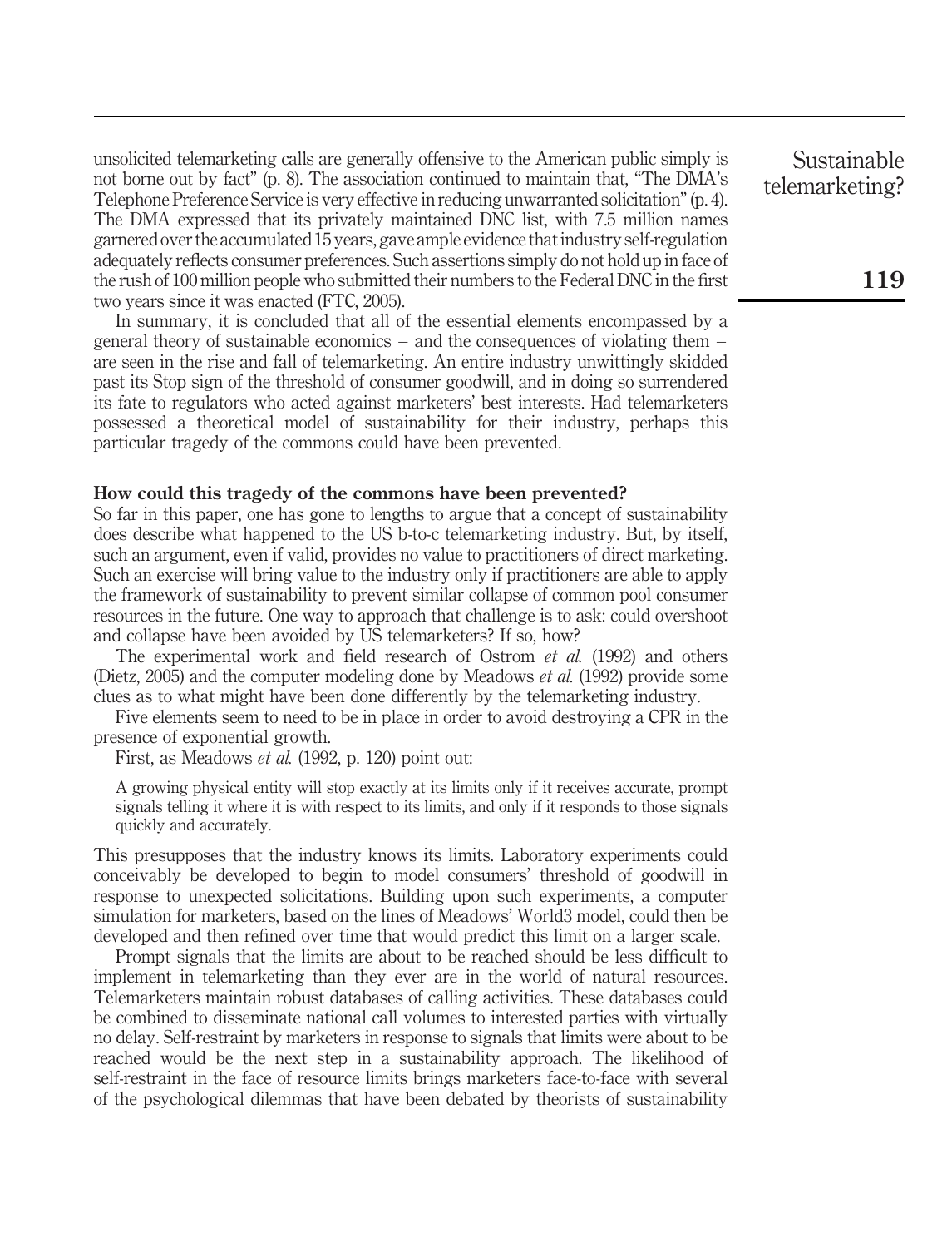unsolicited telemarketing calls are generally offensive to the American public simply is not borne out by fact" (p. 8). The association continued to maintain that, "The DMA's Telephone Preference Service is very effective in reducing unwarranted solicitation" (p. 4). The DMA expressed that its privately maintained DNC list, with 7.5 million names garnered over the accumulated 15 years, gave ample evidence that industry self-regulation adequately reflects consumer preferences. Such assertions simply do not hold up in face of the rush of 100 million people who submitted their numbers to the Federal DNC in the first two years since it was enacted (FTC, 2005).

In summary, it is concluded that all of the essential elements encompassed by a general theory of sustainable economics – and the consequences of violating them – are seen in the rise and fall of telemarketing. An entire industry unwittingly skidded past its Stop sign of the threshold of consumer goodwill, and in doing so surrendered its fate to regulators who acted against marketers' best interests. Had telemarketers possessed a theoretical model of sustainability for their industry, perhaps this particular tragedy of the commons could have been prevented.

## How could this tragedy of the commons have been prevented?

So far in this paper, one has gone to lengths to argue that a concept of sustainability does describe what happened to the US b-to-c telemarketing industry. But, by itself, such an argument, even if valid, provides no value to practitioners of direct marketing. Such an exercise will bring value to the industry only if practitioners are able to apply the framework of sustainability to prevent similar collapse of common pool consumer resources in the future. One way to approach that challenge is to ask: could overshoot and collapse have been avoided by US telemarketers? If so, how?

The experimental work and field research of Ostrom *et al.* (1992) and others (Dietz, 2005) and the computer modeling done by Meadows *et al.* (1992) provide some clues as to what might have been done differently by the telemarketing industry.

Five elements seem to need to be in place in order to avoid destroying a CPR in the presence of exponential growth.

First, as Meadows *et al.* (1992, p. 120) point out:

> A growing physical entity will stop exactly at its limits only if it receives accurate, prompt signals telling it where it is with respect to its limits, and only if it responds to those signals quickly and accurately.

This presupposes that the industry knows its limits. Laboratory experiments could conceivably be developed to begin to model consumers' threshold of goodwill in response to unexpected solicitations. Building upon such experiments, a computer simulation for marketers, based on the lines of Meadows' World3 model, could then be developed and then refined over time that would predict this limit on a larger scale.

Prompt signals that the limits are about to be reached should be less difficult to implement in telemarketing than they ever are in the world of natural resources. Telemarketers maintain robust databases of calling activities. These databases could be combined to disseminate national call volumes to interested parties with virtually no delay. Self-restraint by marketers in response to signals that limits were about to be reached would be the next step in a sustainability approach. The likelihood of self-restraint in the face of resource limits brings marketers face-to-face with several of the psychological dilemmas that have been debated by theorists of sustainability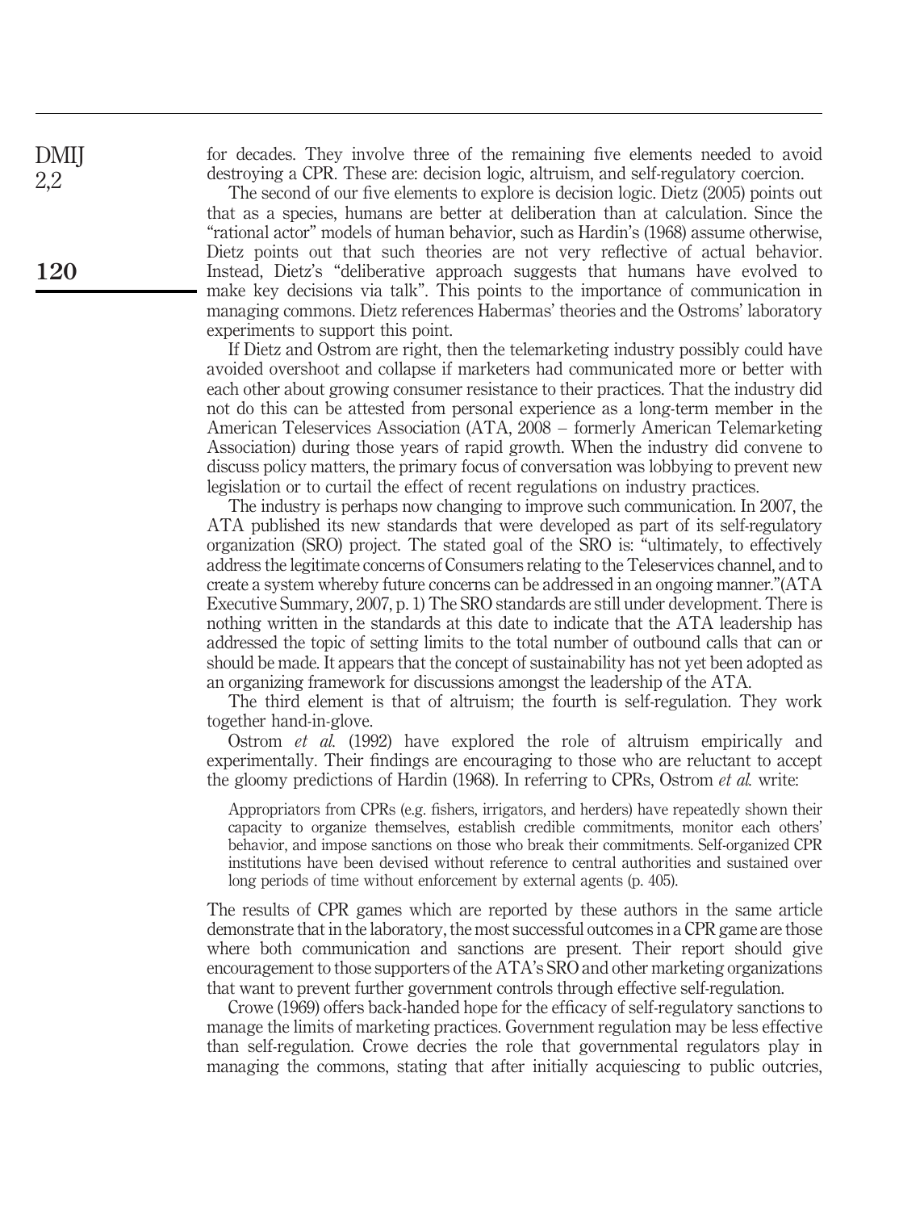for decades. They involve three of the remaining five elements needed to avoid destroying a CPR. These are: decision logic, altruism, and self-regulatory coercion.

The second of our five elements to explore is decision logic. Dietz (2005) points out that as a species, humans are better at deliberation than at calculation. Since the "rational actor" models of human behavior, such as Hardin's (1968) assume otherwise, Dietz points out that such theories are not very reflective of actual behavior. Instead, Dietz's "deliberative approach suggests that humans have evolved to make key decisions via talk". This points to the importance of communication in managing commons. Dietz references Habermas' theories and the Ostroms' laboratory experiments to support this point.

If Dietz and Ostrom are right, then the telemarketing industry possibly could have avoided overshoot and collapse if marketers had communicated more or better with each other about growing consumer resistance to their practices. That the industry did not do this can be attested from personal experience as a long-term member in the American Teleservices Association (ATA, 2008 – formerly American Telemarketing Association) during those years of rapid growth. When the industry did convene to discuss policy matters, the primary focus of conversation was lobbying to prevent new legislation or to curtail the effect of recent regulations on industry practices.

The industry is perhaps now changing to improve such communication. In 2007, the ATA published its new standards that were developed as part of its self-regulatory organization (SRO) project. The stated goal of the SRO is: "ultimately, to effectively address the legitimate concerns of Consumers relating to the Teleservices channel, and to create a system whereby future concerns can be addressed in an ongoing manner."(ATA Executive Summary, 2007, p. 1) The SRO standards are still under development. There is nothing written in the standards at this date to indicate that the ATA leadership has addressed the topic of setting limits to the total number of outbound calls that can or should be made. It appears that the concept of sustainability has not yet been adopted as an organizing framework for discussions amongst the leadership of the ATA.

The third element is that of altruism; the fourth is self-regulation. They work together hand-in-glove.

Ostrom *et al.* (1992) have explored the role of altruism empirically and experimentally. Their findings are encouraging to those who are reluctant to accept the gloomy predictions of Hardin (1968). In referring to CPRs, Ostrom *et al.* write:

> Appropriators from CPRs (e.g. fishers, irrigators, and herders) have repeatedly shown their capacity to organize themselves, establish credible commitments, monitor each others' behavior, and impose sanctions on those who break their commitments. Self-organized CPR institutions have been devised without reference to central authorities and sustained over long periods of time without enforcement by external agents (p. 405).

The results of CPR games which are reported by these authors in the same article demonstrate that in the laboratory, the most successful outcomes in a CPR game are those where both communication and sanctions are present. Their report should give encouragement to those supporters of the ATA's SRO and other marketing organizations that want to prevent further government controls through effective self-regulation.

Crowe (1969) offers back-handed hope for the efficacy of self-regulatory sanctions to manage the limits of marketing practices. Government regulation may be less effective than self-regulation. Crowe decries the role that governmental regulators play in managing the commons, stating that after initially acquiescing to public outcries,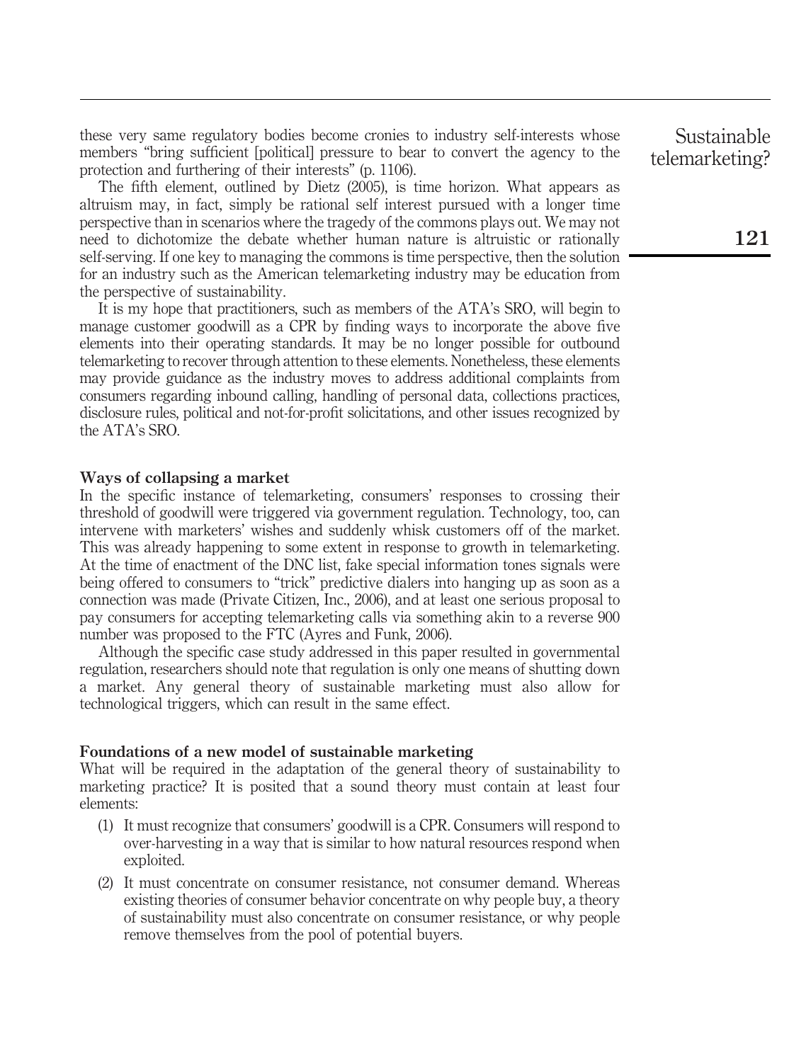these very same regulatory bodies become cronies to industry self-interests whose members "bring sufficient [political] pressure to bear to convert the agency to the protection and furthering of their interests" (p. 1106).

The fifth element, outlined by Dietz (2005), is time horizon. What appears as altruism may, in fact, simply be rational self interest pursued with a longer time perspective than in scenarios where the tragedy of the commons plays out. We may not need to dichotomize the debate whether human nature is altruistic or rationally self-serving. If one key to managing the commons is time perspective, then the solution for an industry such as the American telemarketing industry may be education from the perspective of sustainability.

It is my hope that practitioners, such as members of the ATA's SRO, will begin to manage customer goodwill as a CPR by finding ways to incorporate the above five elements into their operating standards. It may be no longer possible for outbound telemarketing to recover through attention to these elements. Nonetheless, these elements may provide guidance as the industry moves to address additional complaints from consumers regarding inbound calling, handling of personal data, collections practices, disclosure rules, political and not-for-profit solicitations, and other issues recognized by the ATA's SRO.

### Ways of collapsing a market

In the specific instance of telemarketing, consumers' responses to crossing their threshold of goodwill were triggered via government regulation. Technology, too, can intervene with marketers' wishes and suddenly whisk customers off of the market. This was already happening to some extent in response to growth in telemarketing. At the time of enactment of the DNC list, fake special information tones signals were being offered to consumers to "trick" predictive dialers into hanging up as soon as a connection was made (Private Citizen, Inc., 2006), and at least one serious proposal to pay consumers for accepting telemarketing calls via something akin to a reverse 900 number was proposed to the FTC (Ayres and Funk, 2006).

Although the specific case study addressed in this paper resulted in governmental regulation, researchers should note that regulation is only one means of shutting down a market. Any general theory of sustainable marketing must also allow for technological triggers, which can result in the same effect.

### Foundations of a new model of sustainable marketing

What will be required in the adaptation of the general theory of sustainability to marketing practice? It is posited that a sound theory must contain at least four elements:

(1) It must recognize that consumers' goodwill is a CPR. Consumers will respond to over-harvesting in a way that is similar to how natural resources respond when exploited.

(2) It must concentrate on consumer resistance, not consumer demand. Whereas existing theories of consumer behavior concentrate on why people buy, a theory of sustainability must also concentrate on consumer resistance, or why people remove themselves from the pool of potential buyers.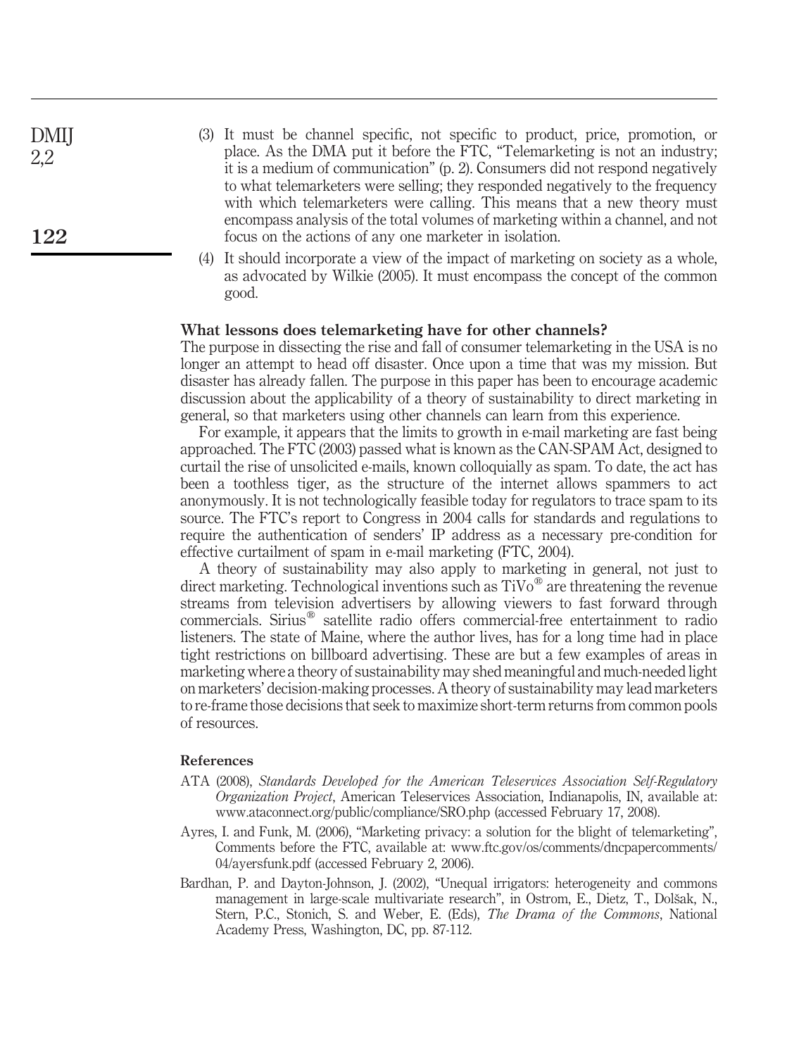(3) It must be channel specific, not specific to product, price, promotion, or place. As the DMA put it before the FTC, "Telemarketing is not an industry; it is a medium of communication" (p. 2). Consumers did not respond negatively to what telemarketers were selling; they responded negatively to the frequency with which telemarketers were calling. This means that a new theory must encompass analysis of the total volumes of marketing within a channel, and not focus on the actions of any one marketer in isolation.

(4) It should incorporate a view of the impact of marketing on society as a whole, as advocated by Wilkie (2005). It must encompass the concept of the common good.

### What lessons does telemarketing have for other channels?

The purpose in dissecting the rise and fall of consumer telemarketing in the USA is no longer an attempt to head off disaster. Once upon a time that was my mission. But disaster has already fallen. The purpose in this paper has been to encourage academic discussion about the applicability of a theory of sustainability to direct marketing in general, so that marketers using other channels can learn from this experience.

For example, it appears that the limits to growth in e-mail marketing are fast being approached. The FTC (2003) passed what is known as the CAN-SPAM Act, designed to curtail the rise of unsolicited e-mails, known colloquially as spam. To date, the act has been a toothless tiger, as the structure of the internet allows spammers to act anonymously. It is not technologically feasible today for regulators to trace spam to its source. The FTC's report to Congress in 2004 calls for standards and regulations to require the authentication of senders' IP address as a necessary pre-condition for effective curtailment of spam in e-mail marketing (FTC, 2004).

A theory of sustainability may also apply to marketing in general, not just to direct marketing. Technological inventions such as TiVo® are threatening the revenue streams from television advertisers by allowing viewers to fast forward through commercials. Sirius® satellite radio offers commercial-free entertainment to radio listeners. The state of Maine, where the author lives, has for a long time had in place tight restrictions on billboard advertising. These are but a few examples of areas in marketing where a theory of sustainability may shed meaningful and much-needed light on marketers' decision-making processes. A theory of sustainability may lead marketers to re-frame those decisions that seek to maximize short-term returns from common pools of resources.

### References

ATA (2008), *Standards Developed for the American Teleservices Association Self-Regulatory Organization Project*, American Teleservices Association, Indianapolis, IN, available at: www.ataconnect.org/public/compliance/SRO.php (accessed February 17, 2008).

Ayres, I. and Funk, M. (2006), "Marketing privacy: a solution for the blight of telemarketing", Comments before the FTC, available at: www.ftc.gov/os/comments/dncpapercomments/04/ayersfunk.pdf (accessed February 2, 2006).

Bardhan, P. and Dayton-Johnson, J. (2002), "Unequal irrigators: heterogeneity and commons management in large-scale multivariate research", in Ostrom, E., Dietz, T., Dolšak, N., Stern, P.C., Stonich, S. and Weber, E. (Eds), *The Drama of the Commons*, National Academy Press, Washington, DC, pp. 87-112.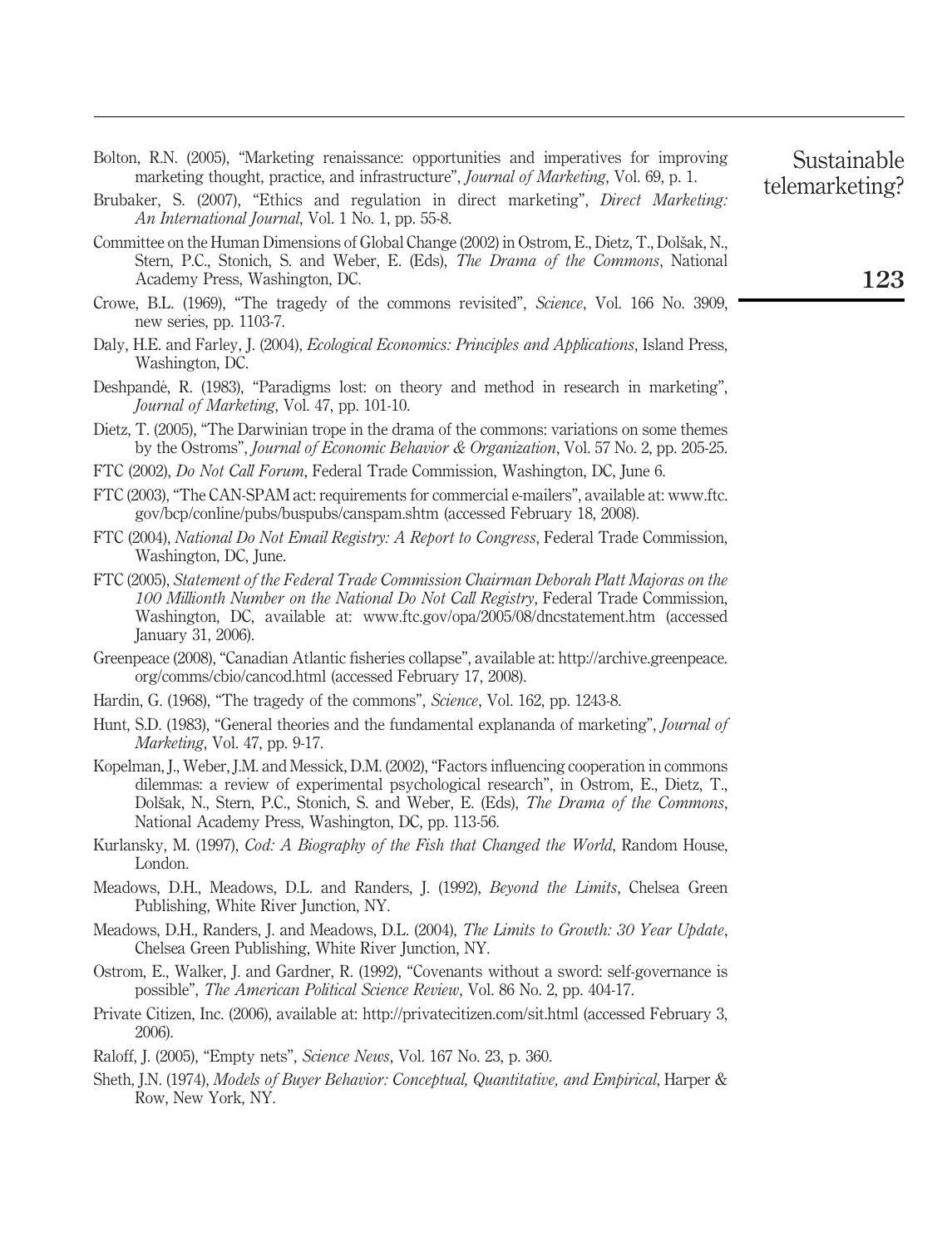Bolton, R.N. (2005), "Marketing renaissance: opportunities and imperatives for improving marketing thought, practice, and infrastructure", *Journal of Marketing*, Vol. 69, p. 1.

Brubaker, S. (2007), "Ethics and regulation in direct marketing", *Direct Marketing: An International Journal*, Vol. 1 No. 1, pp. 55-8.

Committee on the Human Dimensions of Global Change (2002) in Ostrom, E., Dietz, T., Dolšak, N., Stern, P.C., Stonich, S. and Weber, E. (Eds), *The Drama of the Commons*, National Academy Press, Washington, DC.

Crowe, B.L. (1969), "The tragedy of the commons revisited", *Science*, Vol. 166 No. 3909, new series, pp. 1103-7.

Daly, H.E. and Farley, J. (2004), *Ecological Economics: Principles and Applications*, Island Press, Washington, DC.

Deshpandé, R. (1983), "Paradigms lost: on theory and method in research in marketing", *Journal of Marketing*, Vol. 47, pp. 101-10.

Dietz, T. (2005), "The Darwinian trope in the drama of the commons: variations on some themes by the Ostroms", *Journal of Economic Behavior & Organization*, Vol. 57 No. 2, pp. 205-25.

FTC (2002), *Do Not Call Forum*, Federal Trade Commission, Washington, DC, June 6.

FTC (2003), "The CAN-SPAM act: requirements for commercial e-mailers", available at: www.ftc.gov/bcp/conline/pubs/buspubs/canspam.shtm (accessed February 18, 2008).

FTC (2004), *National Do Not Email Registry: A Report to Congress*, Federal Trade Commission, Washington, DC, June.

FTC (2005), *Statement of the Federal Trade Commission Chairman Deborah Platt Majoras on the 100 Millionth Number on the National Do Not Call Registry*, Federal Trade Commission, Washington, DC, available at: www.ftc.gov/opa/2005/08/dncstatement.htm (accessed January 31, 2006).

Greenpeace (2008), "Canadian Atlantic fisheries collapse", available at: http://archive.greenpeace.org/comms/cbio/cancod.html (accessed February 17, 2008).

Hardin, G. (1968), "The tragedy of the commons", *Science*, Vol. 162, pp. 1243-8.

Hunt, S.D. (1983), "General theories and the fundamental explananda of marketing", *Journal of Marketing*, Vol. 47, pp. 9-17.

Kopelman, J., Weber, J.M. and Messick, D.M. (2002), "Factors influencing cooperation in commons dilemmas: a review of experimental psychological research", in Ostrom, E., Dietz, T., Dolšak, N., Stern, P.C., Stonich, S. and Weber, E. (Eds), *The Drama of the Commons*, National Academy Press, Washington, DC, pp. 113-56.

Kurlansky, M. (1997), *Cod: A Biography of the Fish that Changed the World*, Random House, London.

Meadows, D.H., Meadows, D.L. and Randers, J. (1992), *Beyond the Limits*, Chelsea Green Publishing, White River Junction, NY.

Meadows, D.H., Randers, J. and Meadows, D.L. (2004), *The Limits to Growth: 30 Year Update*, Chelsea Green Publishing, White River Junction, NY.

Ostrom, E., Walker, J. and Gardner, R. (1992), "Covenants without a sword: self-governance is possible", *The American Political Science Review*, Vol. 86 No. 2, pp. 404-17.

Private Citizen, Inc. (2006), available at: http://privatecitizen.com/sit.html (accessed February 3, 2006).

Raloff, J. (2005), "Empty nets", *Science News*, Vol. 167 No. 23, p. 360.

Sheth, J.N. (1974), *Models of Buyer Behavior: Conceptual, Quantitative, and Empirical*, Harper & Row, New York, NY.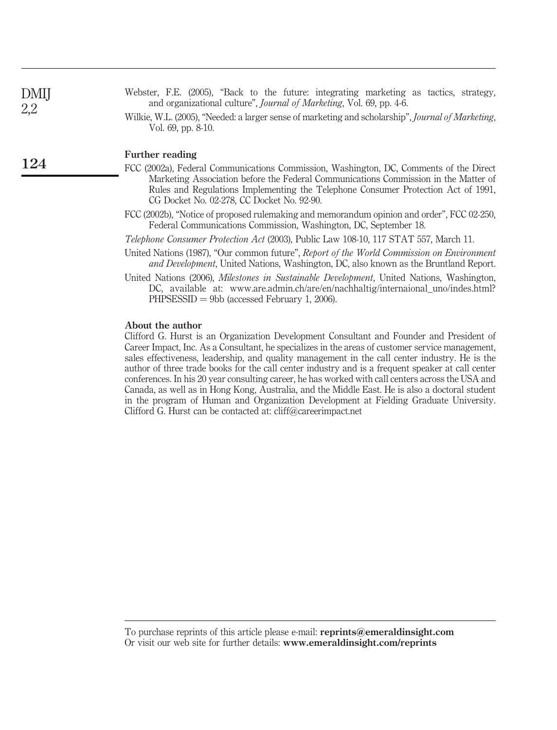Webster, F.E. (2005), "Back to the future: integrating marketing as tactics, strategy, and organizational culture", *Journal of Marketing*, Vol. 69, pp. 4-6.

Wilkie, W.L. (2005), "Needed: a larger sense of marketing and scholarship", *Journal of Marketing*, Vol. 69, pp. 8-10.

### Further reading

FCC (2002a), Federal Communications Commission, Washington, DC, Comments of the Direct Marketing Association before the Federal Communications Commission in the Matter of Rules and Regulations Implementing the Telephone Consumer Protection Act of 1991, CG Docket No. 02-278, CC Docket No. 92-90.

FCC (2002b), "Notice of proposed rulemaking and memorandum opinion and order", FCC 02-250, Federal Communications Commission, Washington, DC, September 18.

*Telephone Consumer Protection Act* (2003), Public Law 108-10, 117 STAT 557, March 11.

United Nations (1987), "Our common future", *Report of the World Commission on Environment and Development*, United Nations, Washington, DC, also known as the Bruntland Report.

United Nations (2006), *Milestones in Sustainable Development*, United Nations, Washington, DC, available at: www.are.admin.ch/are/en/nachhaltig/internaional_uno/indes.html?PHPSESSID = 9bb (accessed February 1, 2006).

### About the author

Clifford G. Hurst is an Organization Development Consultant and Founder and President of Career Impact, Inc. As a Consultant, he specializes in the areas of customer service management, sales effectiveness, leadership, and quality management in the call center industry. He is the author of three trade books for the call center industry and is a frequent speaker at call center conferences. In his 20 year consulting career, he has worked with call centers across the USA and Canada, as well as in Hong Kong, Australia, and the Middle East. He is also a doctoral student in the program of Human and Organization Development at Fielding Graduate University. Clifford G. Hurst can be contacted at: cliff@careerimpact.net

To purchase reprints of this article please e-mail: **reprints@emeraldinsight.com**
Or visit our web site for further details: **www.emeraldinsight.com/reprints**